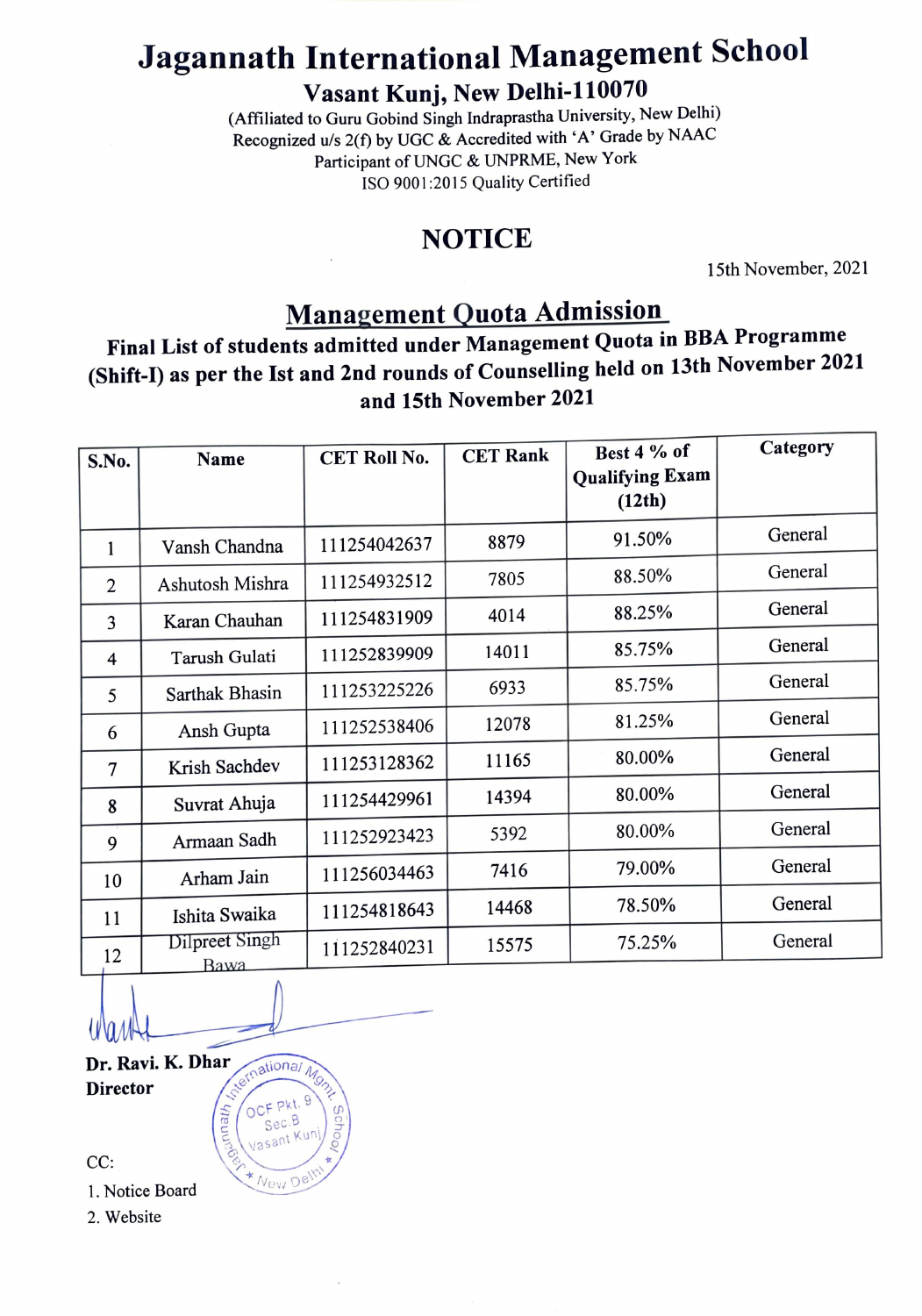# Jagannath International Management School

## Vasant Kunj, New Delhi-110070

(Affiliated to Guru Gobind Singh Indraprastha University, New Delhi)
Recognized u/s 2(f) by UGC & Accredited with 'A' Grade by NAAC
Participant of UNGC & UNPRME, New York
ISO 9001:2015 Quality Certified

## NOTICE

15th November, 2021

### Management Quota Admission

**Final List of students admitted under Management Quota in BBA Programme (Shift-I) as per the Ist and 2nd rounds of Counselling held on 13th November 2021 and 15th November 2021**

| S.No. | Name | CET Roll No. | CET Rank | Best 4 % of Qualifying Exam (12th) | Category |
|---|---|---|---|---|---|
| 1 | Vansh Chandna | 111254042637 | 8879 | 91.50% | General |
| 2 | Ashutosh Mishra | 111254932512 | 7805 | 88.50% | General |
| 3 | Karan Chauhan | 111254831909 | 4014 | 88.25% | General |
| 4 | Tarush Gulati | 111252839909 | 14011 | 85.75% | General |
| 5 | Sarthak Bhasin | 111253225226 | 6933 | 85.75% | General |
| 6 | Ansh Gupta | 111252538406 | 12078 | 81.25% | General |
| 7 | Krish Sachdev | 111253128362 | 11165 | 80.00% | General |
| 8 | Suvrat Ahuja | 111254429961 | 14394 | 80.00% | General |
| 9 | Armaan Sadh | 111252923423 | 5392 | 80.00% | General |
| 10 | Arham Jain | 111256034463 | 7416 | 79.00% | General |
| 11 | Ishita Swaika | 111254818643 | 14468 | 78.50% | General |
| 12 | Dilpreet Singh Bawa | 111252840231 | 15575 | 75.25% | General |

**Dr. Ravi. K. Dhar**
**Director**

CC:
1. Notice Board
2. Website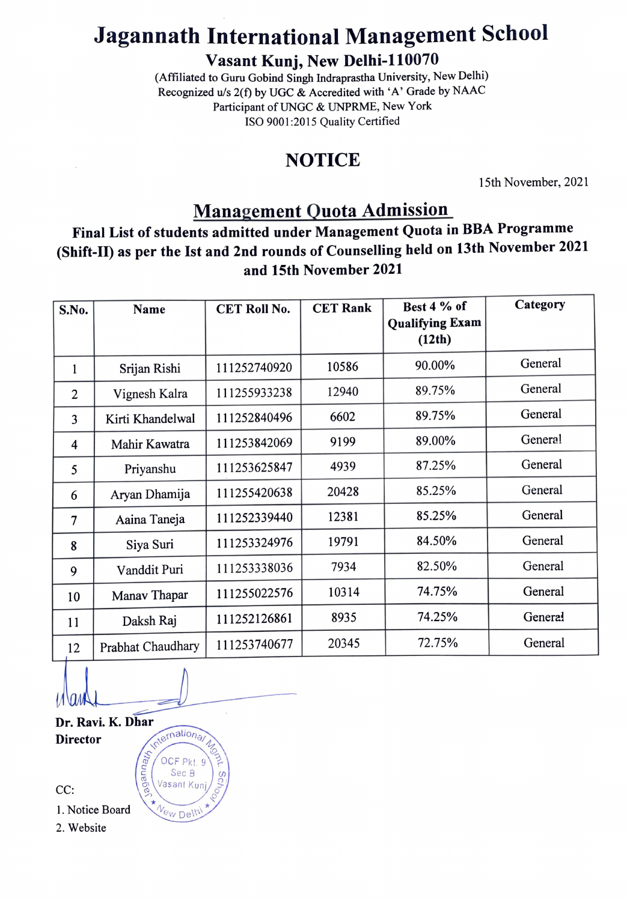# Jagannath International Management School

## Vasant Kunj, New Delhi-110070

(Affiliated to Guru Gobind Singh Indraprastha University, New Delhi)
Recognized u/s 2(f) by UGC & Accredited with 'A' Grade by NAAC
Participant of UNGC & UNPRME, New York
ISO 9001:2015 Quality Certified

## NOTICE

15th November, 2021

### Management Quota Admission

**Final List of students admitted under Management Quota in BBA Programme (Shift-II) as per the Ist and 2nd rounds of Counselling held on 13th November 2021 and 15th November 2021**

| S.No. | Name | CET Roll No. | CET Rank | Best 4 % of Qualifying Exam (12th) | Category |
|---|---|---|---|---|---|
| 1 | Srijan Rishi | 111252740920 | 10586 | 90.00% | General |
| 2 | Vignesh Kalra | 111255933238 | 12940 | 89.75% | General |
| 3 | Kirti Khandelwal | 111252840496 | 6602 | 89.75% | General |
| 4 | Mahir Kawatra | 111253842069 | 9199 | 89.00% | General |
| 5 | Priyanshu | 111253625847 | 4939 | 87.25% | General |
| 6 | Aryan Dhamija | 111255420638 | 20428 | 85.25% | General |
| 7 | Aaina Taneja | 111252339440 | 12381 | 85.25% | General |
| 8 | Siya Suri | 111253324976 | 19791 | 84.50% | General |
| 9 | Vanddit Puri | 111253338036 | 7934 | 82.50% | General |
| 10 | Manav Thapar | 111255022576 | 10314 | 74.75% | General |
| 11 | Daksh Raj | 111252126861 | 8935 | 74.25% | General |
| 12 | Prabhat Chaudhary | 111253740677 | 20345 | 72.75% | General |

**Dr. Ravi. K. Dhar**
**Director**

CC:

1. Notice Board
2. Website